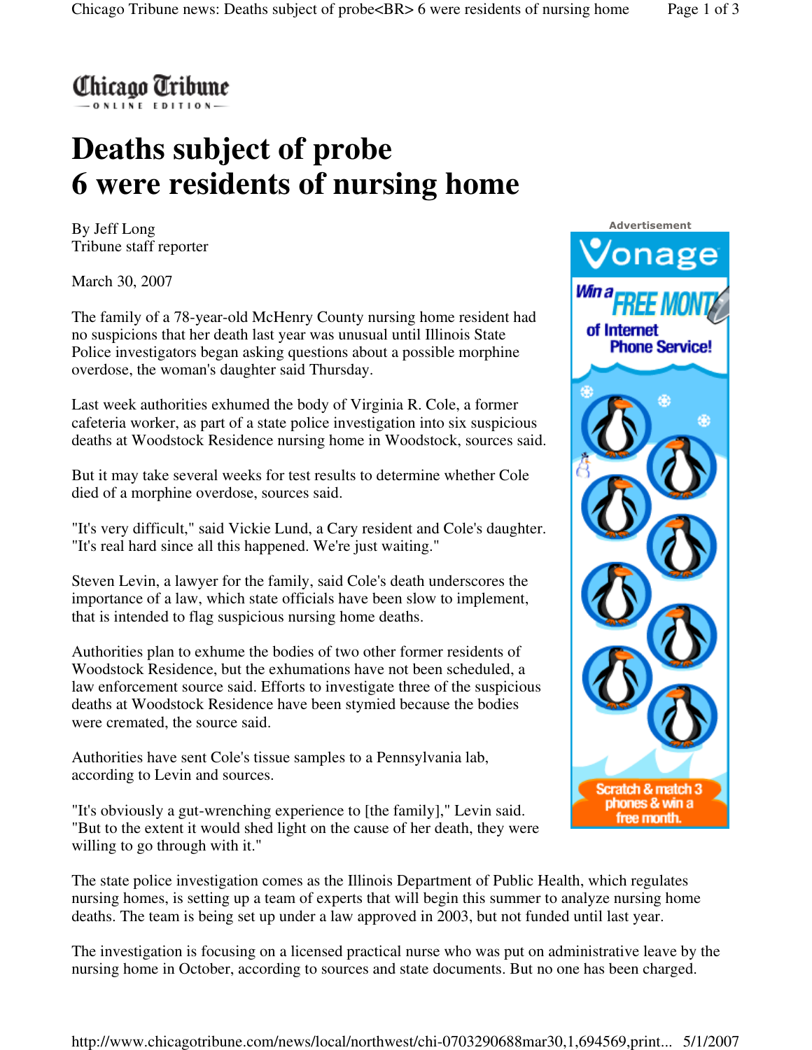Chicago Tribune
ONLINE EDITION

# Deaths subject of probe
# 6 were residents of nursing home

By Jeff Long
Tribune staff reporter

March 30, 2007

The family of a 78-year-old McHenry County nursing home resident had no suspicions that her death last year was unusual until Illinois State Police investigators began asking questions about a possible morphine overdose, the woman's daughter said Thursday.

Last week authorities exhumed the body of Virginia R. Cole, a former cafeteria worker, as part of a state police investigation into six suspicious deaths at Woodstock Residence nursing home in Woodstock, sources said.

But it may take several weeks for test results to determine whether Cole died of a morphine overdose, sources said.

"It's very difficult," said Vickie Lund, a Cary resident and Cole's daughter. "It's real hard since all this happened. We're just waiting."

Steven Levin, a lawyer for the family, said Cole's death underscores the importance of a law, which state officials have been slow to implement, that is intended to flag suspicious nursing home deaths.

Authorities plan to exhume the bodies of two other former residents of Woodstock Residence, but the exhumations have not been scheduled, a law enforcement source said. Efforts to investigate three of the suspicious deaths at Woodstock Residence have been stymied because the bodies were cremated, the source said.

Authorities have sent Cole's tissue samples to a Pennsylvania lab, according to Levin and sources.

"It's obviously a gut-wrenching experience to [the family]," Levin said. "But to the extent it would shed light on the cause of her death, they were willing to go through with it."

The state police investigation comes as the Illinois Department of Public Health, which regulates nursing homes, is setting up a team of experts that will begin this summer to analyze nursing home deaths. The team is being set up under a law approved in 2003, but not funded until last year.

The investigation is focusing on a licensed practical nurse who was put on administrative leave by the nursing home in October, according to sources and state documents. But no one has been charged.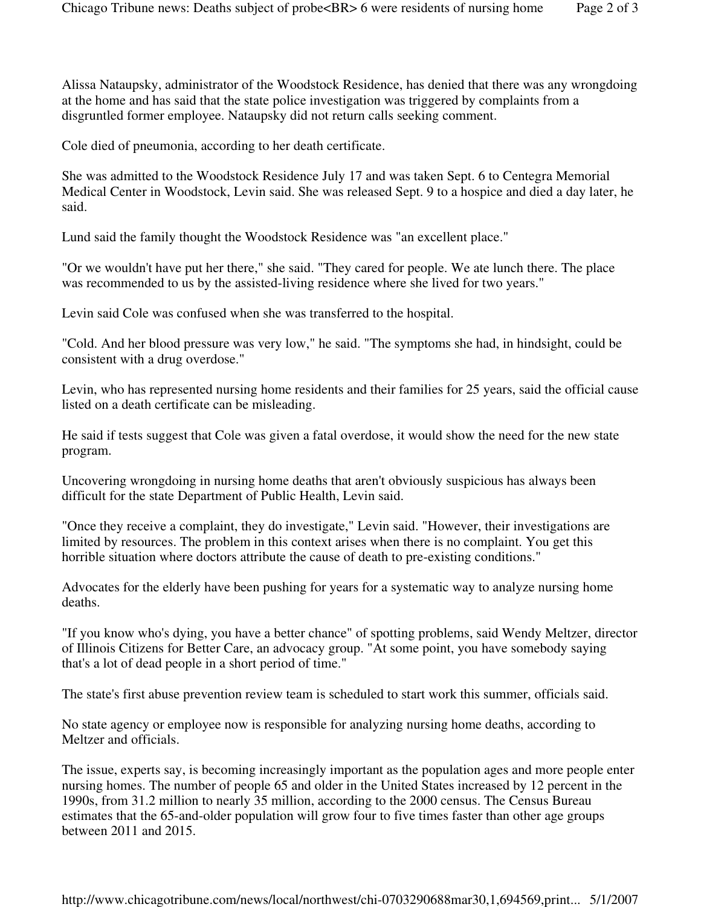Alissa Nataupsky, administrator of the Woodstock Residence, has denied that there was any wrongdoing at the home and has said that the state police investigation was triggered by complaints from a disgruntled former employee. Nataupsky did not return calls seeking comment.

Cole died of pneumonia, according to her death certificate.

She was admitted to the Woodstock Residence July 17 and was taken Sept. 6 to Centegra Memorial Medical Center in Woodstock, Levin said. She was released Sept. 9 to a hospice and died a day later, he said.

Lund said the family thought the Woodstock Residence was "an excellent place."

"Or we wouldn't have put her there," she said. "They cared for people. We ate lunch there. The place was recommended to us by the assisted-living residence where she lived for two years."

Levin said Cole was confused when she was transferred to the hospital.

"Cold. And her blood pressure was very low," he said. "The symptoms she had, in hindsight, could be consistent with a drug overdose."

Levin, who has represented nursing home residents and their families for 25 years, said the official cause listed on a death certificate can be misleading.

He said if tests suggest that Cole was given a fatal overdose, it would show the need for the new state program.

Uncovering wrongdoing in nursing home deaths that aren't obviously suspicious has always been difficult for the state Department of Public Health, Levin said.

"Once they receive a complaint, they do investigate," Levin said. "However, their investigations are limited by resources. The problem in this context arises when there is no complaint. You get this horrible situation where doctors attribute the cause of death to pre-existing conditions."

Advocates for the elderly have been pushing for years for a systematic way to analyze nursing home deaths.

"If you know who's dying, you have a better chance" of spotting problems, said Wendy Meltzer, director of Illinois Citizens for Better Care, an advocacy group. "At some point, you have somebody saying that's a lot of dead people in a short period of time."

The state's first abuse prevention review team is scheduled to start work this summer, officials said.

No state agency or employee now is responsible for analyzing nursing home deaths, according to Meltzer and officials.

The issue, experts say, is becoming increasingly important as the population ages and more people enter nursing homes. The number of people 65 and older in the United States increased by 12 percent in the 1990s, from 31.2 million to nearly 35 million, according to the 2000 census. The Census Bureau estimates that the 65-and-older population will grow four to five times faster than other age groups between 2011 and 2015.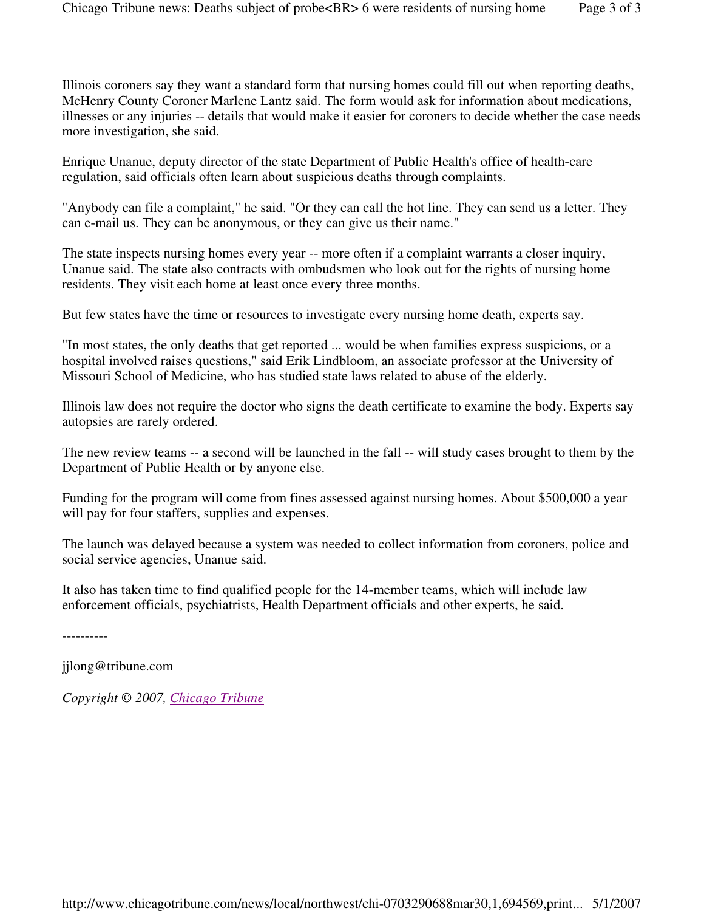Illinois coroners say they want a standard form that nursing homes could fill out when reporting deaths, McHenry County Coroner Marlene Lantz said. The form would ask for information about medications, illnesses or any injuries -- details that would make it easier for coroners to decide whether the case needs more investigation, she said.

Enrique Unanue, deputy director of the state Department of Public Health's office of health-care regulation, said officials often learn about suspicious deaths through complaints.

"Anybody can file a complaint," he said. "Or they can call the hot line. They can send us a letter. They can e-mail us. They can be anonymous, or they can give us their name."

The state inspects nursing homes every year -- more often if a complaint warrants a closer inquiry, Unanue said. The state also contracts with ombudsmen who look out for the rights of nursing home residents. They visit each home at least once every three months.

But few states have the time or resources to investigate every nursing home death, experts say.

"In most states, the only deaths that get reported ... would be when families express suspicions, or a hospital involved raises questions," said Erik Lindbloom, an associate professor at the University of Missouri School of Medicine, who has studied state laws related to abuse of the elderly.

Illinois law does not require the doctor who signs the death certificate to examine the body. Experts say autopsies are rarely ordered.

The new review teams -- a second will be launched in the fall -- will study cases brought to them by the Department of Public Health or by anyone else.

Funding for the program will come from fines assessed against nursing homes. About $500,000 a year will pay for four staffers, supplies and expenses.

The launch was delayed because a system was needed to collect information from coroners, police and social service agencies, Unanue said.

It also has taken time to find qualified people for the 14-member teams, which will include law enforcement officials, psychiatrists, Health Department officials and other experts, he said.

----------

jjlong@tribune.com

*Copyright © 2007, Chicago Tribune*